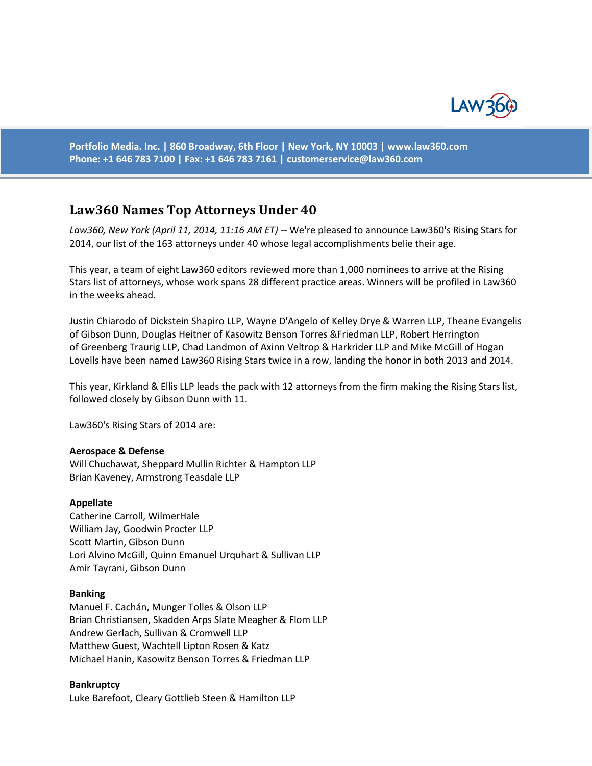Portfolio Media. Inc. | 860 Broadway, 6th Floor | New York, NY 10003 | www.law360.com
Phone: +1 646 783 7100 | Fax: +1 646 783 7161 | customerservice@law360.com

# Law360 Names Top Attorneys Under 40

*Law360, New York (April 11, 2014, 11:16 AM ET)* -- We're pleased to announce Law360's Rising Stars for 2014, our list of the 163 attorneys under 40 whose legal accomplishments belie their age.

This year, a team of eight Law360 editors reviewed more than 1,000 nominees to arrive at the Rising Stars list of attorneys, whose work spans 28 different practice areas. Winners will be profiled in Law360 in the weeks ahead.

Justin Chiarodo of Dickstein Shapiro LLP, Wayne D'Angelo of Kelley Drye & Warren LLP, Theane Evangelis of Gibson Dunn, Douglas Heitner of Kasowitz Benson Torres &Friedman LLP, Robert Herrington of Greenberg Traurig LLP, Chad Landmon of Axinn Veltrop & Harkrider LLP and Mike McGill of Hogan Lovells have been named Law360 Rising Stars twice in a row, landing the honor in both 2013 and 2014.

This year, Kirkland & Ellis LLP leads the pack with 12 attorneys from the firm making the Rising Stars list, followed closely by Gibson Dunn with 11.

Law360's Rising Stars of 2014 are:

**Aerospace & Defense**
Will Chuchawat, Sheppard Mullin Richter & Hampton LLP
Brian Kaveney, Armstrong Teasdale LLP

**Appellate**
Catherine Carroll, WilmerHale
William Jay, Goodwin Procter LLP
Scott Martin, Gibson Dunn
Lori Alvino McGill, Quinn Emanuel Urquhart & Sullivan LLP
Amir Tayrani, Gibson Dunn

**Banking**
Manuel F. Cachán, Munger Tolles & Olson LLP
Brian Christiansen, Skadden Arps Slate Meagher & Flom LLP
Andrew Gerlach, Sullivan & Cromwell LLP
Matthew Guest, Wachtell Lipton Rosen & Katz
Michael Hanin, Kasowitz Benson Torres & Friedman LLP

**Bankruptcy**
Luke Barefoot, Cleary Gottlieb Steen & Hamilton LLP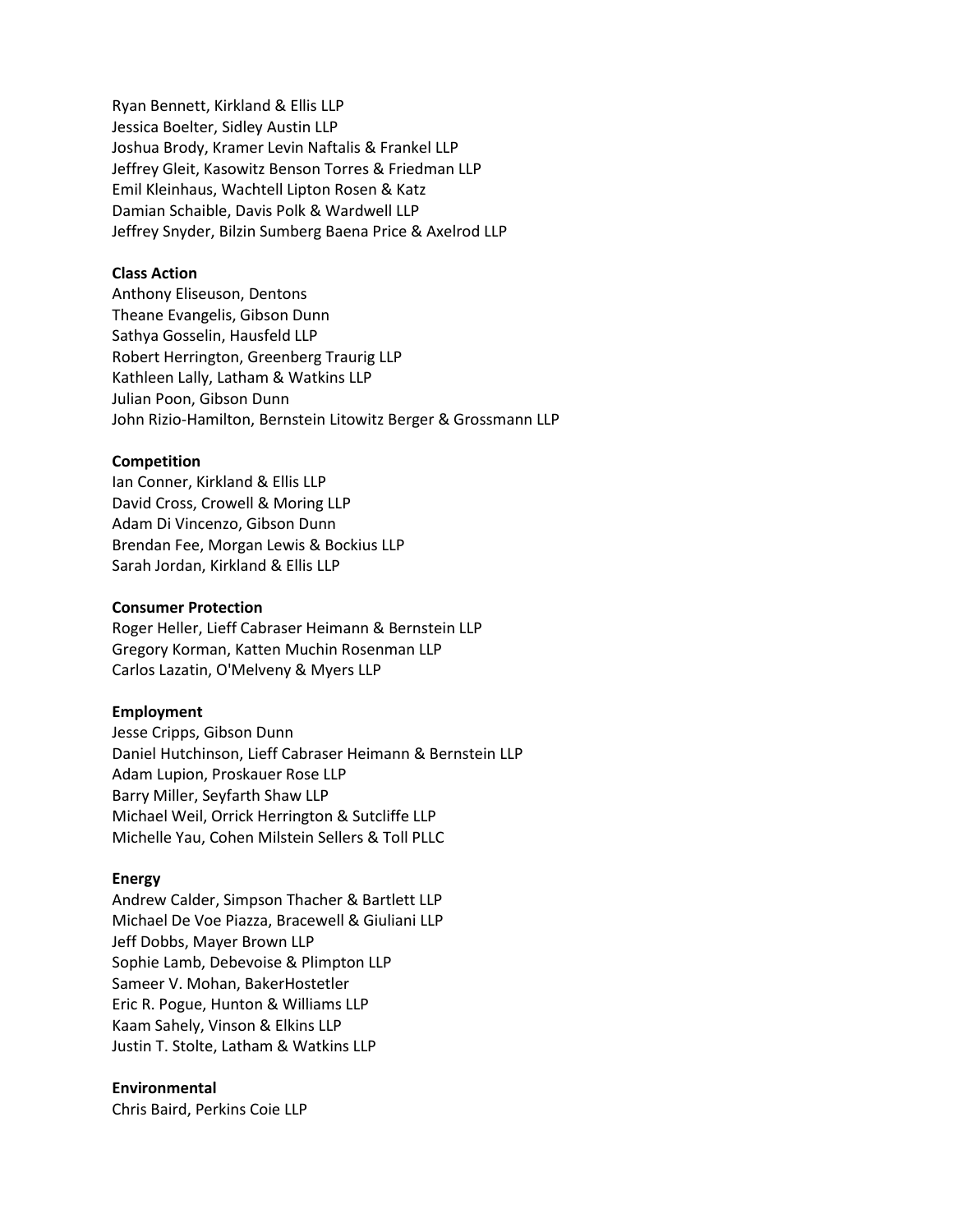Ryan Bennett, Kirkland & Ellis LLP
Jessica Boelter, Sidley Austin LLP
Joshua Brody, Kramer Levin Naftalis & Frankel LLP
Jeffrey Gleit, Kasowitz Benson Torres & Friedman LLP
Emil Kleinhaus, Wachtell Lipton Rosen & Katz
Damian Schaible, Davis Polk & Wardwell LLP
Jeffrey Snyder, Bilzin Sumberg Baena Price & Axelrod LLP

**Class Action**
Anthony Eliseuson, Dentons
Theane Evangelis, Gibson Dunn
Sathya Gosselin, Hausfeld LLP
Robert Herrington, Greenberg Traurig LLP
Kathleen Lally, Latham & Watkins LLP
Julian Poon, Gibson Dunn
John Rizio-Hamilton, Bernstein Litowitz Berger & Grossmann LLP

**Competition**
Ian Conner, Kirkland & Ellis LLP
David Cross, Crowell & Moring LLP
Adam Di Vincenzo, Gibson Dunn
Brendan Fee, Morgan Lewis & Bockius LLP
Sarah Jordan, Kirkland & Ellis LLP

**Consumer Protection**
Roger Heller, Lieff Cabraser Heimann & Bernstein LLP
Gregory Korman, Katten Muchin Rosenman LLP
Carlos Lazatin, O'Melveny & Myers LLP

**Employment**
Jesse Cripps, Gibson Dunn
Daniel Hutchinson, Lieff Cabraser Heimann & Bernstein LLP
Adam Lupion, Proskauer Rose LLP
Barry Miller, Seyfarth Shaw LLP
Michael Weil, Orrick Herrington & Sutcliffe LLP
Michelle Yau, Cohen Milstein Sellers & Toll PLLC

**Energy**
Andrew Calder, Simpson Thacher & Bartlett LLP
Michael De Voe Piazza, Bracewell & Giuliani LLP
Jeff Dobbs, Mayer Brown LLP
Sophie Lamb, Debevoise & Plimpton LLP
Sameer V. Mohan, BakerHostetler
Eric R. Pogue, Hunton & Williams LLP
Kaam Sahely, Vinson & Elkins LLP
Justin T. Stolte, Latham & Watkins LLP

**Environmental**
Chris Baird, Perkins Coie LLP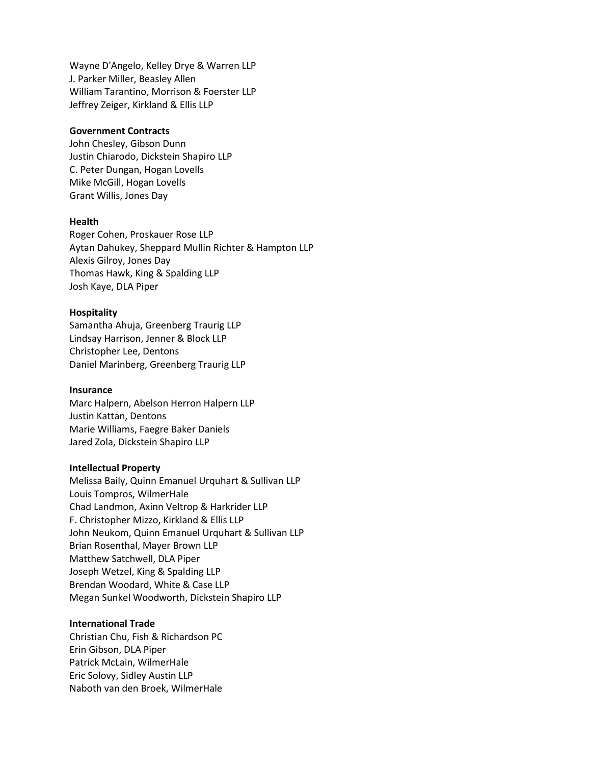Wayne D'Angelo, Kelley Drye & Warren LLP
J. Parker Miller, Beasley Allen
William Tarantino, Morrison & Foerster LLP
Jeffrey Zeiger, Kirkland & Ellis LLP

**Government Contracts**
John Chesley, Gibson Dunn
Justin Chiarodo, Dickstein Shapiro LLP
C. Peter Dungan, Hogan Lovells
Mike McGill, Hogan Lovells
Grant Willis, Jones Day

**Health**
Roger Cohen, Proskauer Rose LLP
Aytan Dahukey, Sheppard Mullin Richter & Hampton LLP
Alexis Gilroy, Jones Day
Thomas Hawk, King & Spalding LLP
Josh Kaye, DLA Piper

**Hospitality**
Samantha Ahuja, Greenberg Traurig LLP
Lindsay Harrison, Jenner & Block LLP
Christopher Lee, Dentons
Daniel Marinberg, Greenberg Traurig LLP

**Insurance**
Marc Halpern, Abelson Herron Halpern LLP
Justin Kattan, Dentons
Marie Williams, Faegre Baker Daniels
Jared Zola, Dickstein Shapiro LLP

**Intellectual Property**
Melissa Baily, Quinn Emanuel Urquhart & Sullivan LLP
Louis Tompros, WilmerHale
Chad Landmon, Axinn Veltrop & Harkrider LLP
F. Christopher Mizzo, Kirkland & Ellis LLP
John Neukom, Quinn Emanuel Urquhart & Sullivan LLP
Brian Rosenthal, Mayer Brown LLP
Matthew Satchwell, DLA Piper
Joseph Wetzel, King & Spalding LLP
Brendan Woodard, White & Case LLP
Megan Sunkel Woodworth, Dickstein Shapiro LLP

**International Trade**
Christian Chu, Fish & Richardson PC
Erin Gibson, DLA Piper
Patrick McLain, WilmerHale
Eric Solovy, Sidley Austin LLP
Naboth van den Broek, WilmerHale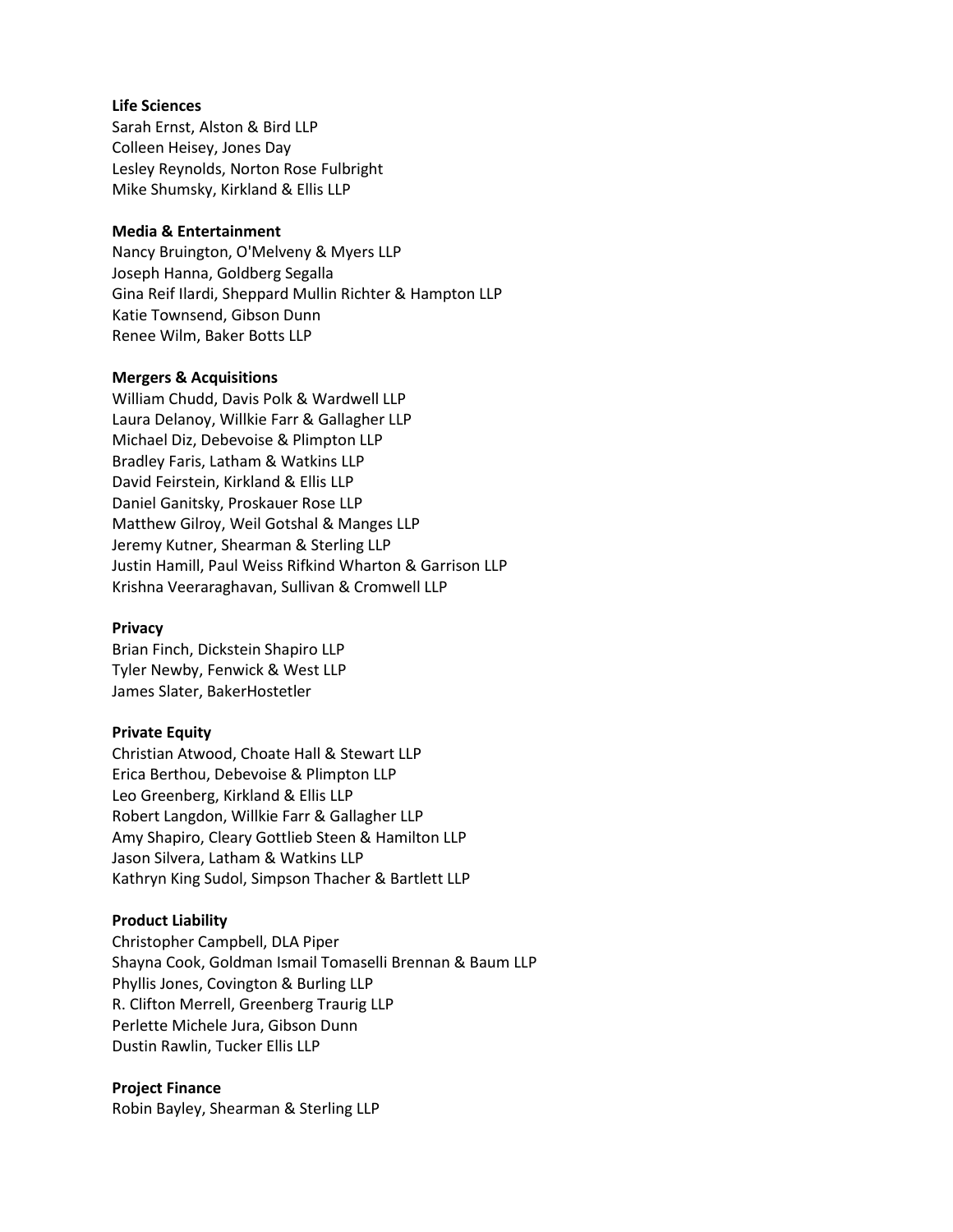**Life Sciences**
Sarah Ernst, Alston & Bird LLP
Colleen Heisey, Jones Day
Lesley Reynolds, Norton Rose Fulbright
Mike Shumsky, Kirkland & Ellis LLP

**Media & Entertainment**
Nancy Bruington, O'Melveny & Myers LLP
Joseph Hanna, Goldberg Segalla
Gina Reif Ilardi, Sheppard Mullin Richter & Hampton LLP
Katie Townsend, Gibson Dunn
Renee Wilm, Baker Botts LLP

**Mergers & Acquisitions**
William Chudd, Davis Polk & Wardwell LLP
Laura Delanoy, Willkie Farr & Gallagher LLP
Michael Diz, Debevoise & Plimpton LLP
Bradley Faris, Latham & Watkins LLP
David Feirstein, Kirkland & Ellis LLP
Daniel Ganitsky, Proskauer Rose LLP
Matthew Gilroy, Weil Gotshal & Manges LLP
Jeremy Kutner, Shearman & Sterling LLP
Justin Hamill, Paul Weiss Rifkind Wharton & Garrison LLP
Krishna Veeraraghavan, Sullivan & Cromwell LLP

**Privacy**
Brian Finch, Dickstein Shapiro LLP
Tyler Newby, Fenwick & West LLP
James Slater, BakerHostetler

**Private Equity**
Christian Atwood, Choate Hall & Stewart LLP
Erica Berthou, Debevoise & Plimpton LLP
Leo Greenberg, Kirkland & Ellis LLP
Robert Langdon, Willkie Farr & Gallagher LLP
Amy Shapiro, Cleary Gottlieb Steen & Hamilton LLP
Jason Silvera, Latham & Watkins LLP
Kathryn King Sudol, Simpson Thacher & Bartlett LLP

**Product Liability**
Christopher Campbell, DLA Piper
Shayna Cook, Goldman Ismail Tomaselli Brennan & Baum LLP
Phyllis Jones, Covington & Burling LLP
R. Clifton Merrell, Greenberg Traurig LLP
Perlette Michele Jura, Gibson Dunn
Dustin Rawlin, Tucker Ellis LLP

**Project Finance**
Robin Bayley, Shearman & Sterling LLP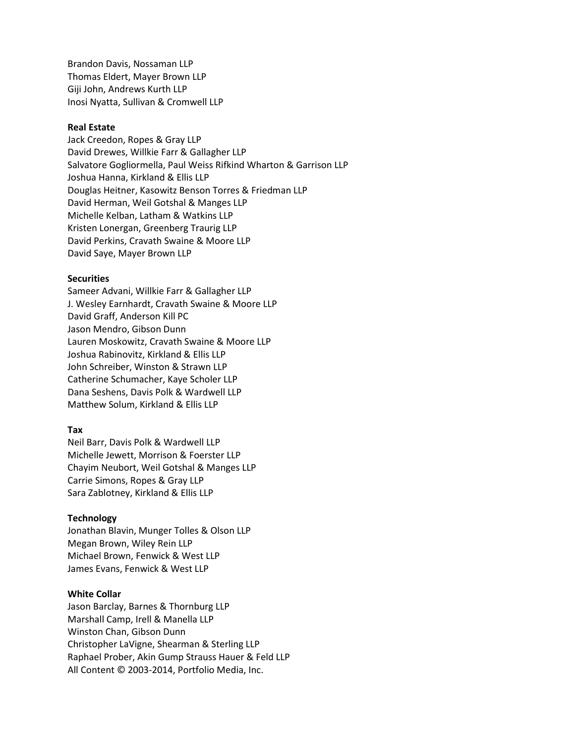Brandon Davis, Nossaman LLP
Thomas Eldert, Mayer Brown LLP
Giji John, Andrews Kurth LLP
Inosi Nyatta, Sullivan & Cromwell LLP

**Real Estate**

Jack Creedon, Ropes & Gray LLP
David Drewes, Willkie Farr & Gallagher LLP
Salvatore Gogliormella, Paul Weiss Rifkind Wharton & Garrison LLP
Joshua Hanna, Kirkland & Ellis LLP
Douglas Heitner, Kasowitz Benson Torres & Friedman LLP
David Herman, Weil Gotshal & Manges LLP
Michelle Kelban, Latham & Watkins LLP
Kristen Lonergan, Greenberg Traurig LLP
David Perkins, Cravath Swaine & Moore LLP
David Saye, Mayer Brown LLP

**Securities**

Sameer Advani, Willkie Farr & Gallagher LLP
J. Wesley Earnhardt, Cravath Swaine & Moore LLP
David Graff, Anderson Kill PC
Jason Mendro, Gibson Dunn
Lauren Moskowitz, Cravath Swaine & Moore LLP
Joshua Rabinovitz, Kirkland & Ellis LLP
John Schreiber, Winston & Strawn LLP
Catherine Schumacher, Kaye Scholer LLP
Dana Seshens, Davis Polk & Wardwell LLP
Matthew Solum, Kirkland & Ellis LLP

**Tax**

Neil Barr, Davis Polk & Wardwell LLP
Michelle Jewett, Morrison & Foerster LLP
Chayim Neubort, Weil Gotshal & Manges LLP
Carrie Simons, Ropes & Gray LLP
Sara Zablotney, Kirkland & Ellis LLP

**Technology**

Jonathan Blavin, Munger Tolles & Olson LLP
Megan Brown, Wiley Rein LLP
Michael Brown, Fenwick & West LLP
James Evans, Fenwick & West LLP

**White Collar**

Jason Barclay, Barnes & Thornburg LLP
Marshall Camp, Irell & Manella LLP
Winston Chan, Gibson Dunn
Christopher LaVigne, Shearman & Sterling LLP
Raphael Prober, Akin Gump Strauss Hauer & Feld LLP
All Content © 2003-2014, Portfolio Media, Inc.